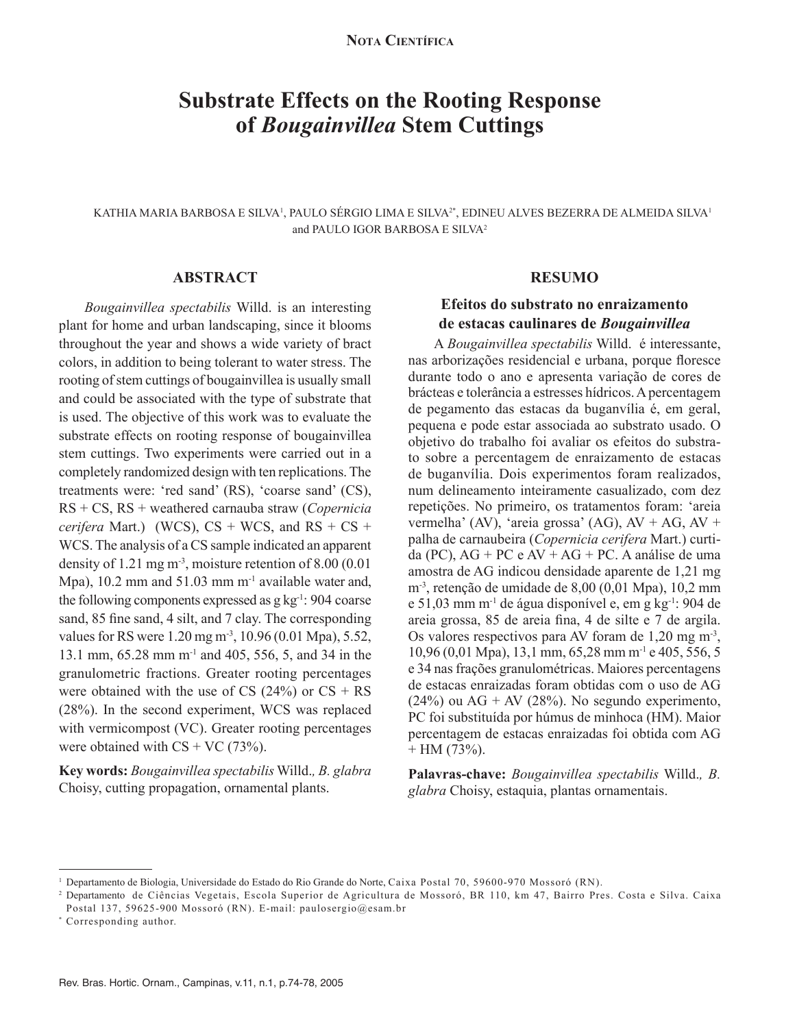**Nota Científica**

# Substrate Effects on the Rooting Response of *Bougainvillea* Stem Cuttings

KATHIA MARIA BARBOSA E SILVA[1], PAULO SÉRGIO LIMA E SILVA[2*], EDINEU ALVES BEZERRA DE ALMEIDA SILVA[1] and PAULO IGOR BARBOSA E SILVA[2]

## ABSTRACT

*Bougainvillea spectabilis* Willd. is an interesting plant for home and urban landscaping, since it blooms throughout the year and shows a wide variety of bract colors, in addition to being tolerant to water stress. The rooting of stem cuttings of bougainvillea is usually small and could be associated with the type of substrate that is used. The objective of this work was to evaluate the substrate effects on rooting response of bougainvillea stem cuttings. Two experiments were carried out in a completely randomized design with ten replications. The treatments were: 'red sand' (RS), 'coarse sand' (CS), RS + CS, RS + weathered carnauba straw (*Copernicia cerifera* Mart.) (WCS), CS + WCS, and RS + CS + WCS. The analysis of a CS sample indicated an apparent density of 1.21 mg $m^{-3}$, moisture retention of 8.00 (0.01 Mpa), 10.2 mm and 51.03 mm $m^{-1}$ available water and, the following components expressed as g $kg^{-1}$: 904 coarse sand, 85 fine sand, 4 silt, and 7 clay. The corresponding values for RS were 1.20 mg $m^{-3}$, 10.96 (0.01 Mpa), 5.52, 13.1 mm, 65.28 mm $m^{-1}$ and 405, 556, 5, and 34 in the granulometric fractions. Greater rooting percentages were obtained with the use of CS (24%) or CS + RS (28%). In the second experiment, WCS was replaced with vermicompost (VC). Greater rooting percentages were obtained with CS + VC (73%).

**Key words:** *Bougainvillea spectabilis* Willd*., B. glabra* Choisy, cutting propagation, ornamental plants.

## RESUMO

### Efeitos do substrato no enraizamento de estacas caulinares de *Bougainvillea*

A *Bougainvillea spectabilis* Willd. é interessante, nas arborizações residencial e urbana, porque floresce durante todo o ano e apresenta variação de cores de brácteas e tolerância a estresses hídricos. A percentagem de pegamento das estacas da buganvília é, em geral, pequena e pode estar associada ao substrato usado. O objetivo do trabalho foi avaliar os efeitos do substrato sobre a percentagem de enraizamento de estacas de buganvília. Dois experimentos foram realizados, num delineamento inteiramente casualizado, com dez repetições. No primeiro, os tratamentos foram: 'areia vermelha' (AV), 'areia grossa' (AG), AV + AG, AV + palha de carnaubeira (*Copernicia cerifera* Mart.) curtida (PC), AG + PC e AV + AG + PC. A análise de uma amostra de AG indicou densidade aparente de 1,21 mg $m^{-3}$, retenção de umidade de 8,00 (0,01 Mpa), 10,2 mm e 51,03 mm $m^{-1}$ de água disponível e, em g $kg^{-1}$: 904 de areia grossa, 85 de areia fina, 4 de silte e 7 de argila. Os valores respectivos para AV foram de 1,20 mg $m^{-3}$, 10,96 (0,01 Mpa), 13,1 mm, 65,28 mm $m^{-1}$ e 405, 556, 5 e 34 nas frações granulométricas. Maiores percentagens de estacas enraizadas foram obtidas com o uso de AG (24%) ou AG + AV (28%). No segundo experimento, PC foi substituída por húmus de minhoca (HM). Maior percentagem de estacas enraizadas foi obtida com AG + HM (73%).

**Palavras-chave:** *Bougainvillea spectabilis* Willd*., B. glabra* Choisy, estaquia, plantas ornamentais.

---

[1] Departamento de Biologia, Universidade do Estado do Rio Grande do Norte, Caixa Postal 70, 59600-970 Mossoró (RN).

[2] Departamento de Ciências Vegetais, Escola Superior de Agricultura de Mossoró, BR 110, km 47, Bairro Pres. Costa e Silva. Caixa Postal 137, 59625-900 Mossoró (RN). E-mail: paulosergio@esam.br

[*] Corresponding author.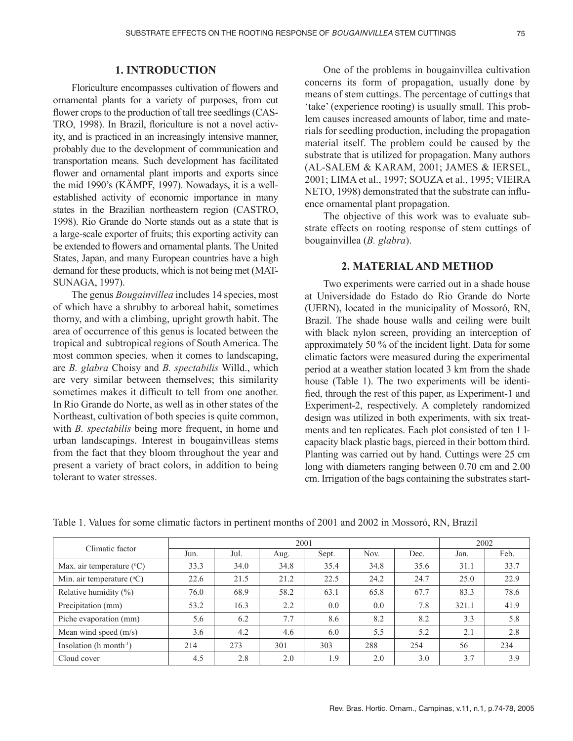## 1. INTRODUCTION

Floriculture encompasses cultivation of flowers and ornamental plants for a variety of purposes, from cut flower crops to the production of tall tree seedlings (CASTRO, 1998). In Brazil, floriculture is not a novel activity, and is practiced in an increasingly intensive manner, probably due to the development of communication and transportation means. Such development has facilitated flower and ornamental plant imports and exports since the mid 1990's (KÄMPF, 1997). Nowadays, it is a well-established activity of economic importance in many states in the Brazilian northeastern region (CASTRO, 1998). Rio Grande do Norte stands out as a state that is a large-scale exporter of fruits; this exporting activity can be extended to flowers and ornamental plants. The United States, Japan, and many European countries have a high demand for these products, which is not being met (MATSUNAGA, 1997).

The genus *Bougainvillea* includes 14 species, most of which have a shrubby to arboreal habit, sometimes thorny, and with a climbing, upright growth habit. The area of occurrence of this genus is located between the tropical and subtropical regions of South America. The most common species, when it comes to landscaping, are *B. glabra* Choisy and *B. spectabilis* Willd., which are very similar between themselves; this similarity sometimes makes it difficult to tell from one another. In Rio Grande do Norte, as well as in other states of the Northeast, cultivation of both species is quite common, with *B. spectabilis* being more frequent, in home and urban landscapings. Interest in bougainvilleas stems from the fact that they bloom throughout the year and present a variety of bract colors, in addition to being tolerant to water stresses.

One of the problems in bougainvillea cultivation concerns its form of propagation, usually done by means of stem cuttings. The percentage of cuttings that 'take' (experience rooting) is usually small. This problem causes increased amounts of labor, time and materials for seedling production, including the propagation material itself. The problem could be caused by the substrate that is utilized for propagation. Many authors (AL-SALEM & KARAM, 2001; JAMES & IERSEL, 2001; LIMA et al., 1997; SOUZA et al., 1995; VIEIRA NETO, 1998) demonstrated that the substrate can influence ornamental plant propagation.

The objective of this work was to evaluate substrate effects on rooting response of stem cuttings of bougainvillea (*B. glabra*).

## 2. MATERIAL AND METHOD

Two experiments were carried out in a shade house at Universidade do Estado do Rio Grande do Norte (UERN), located in the municipality of Mossoró, RN, Brazil. The shade house walls and ceiling were built with black nylon screen, providing an interception of approximately 50 % of the incident light. Data for some climatic factors were measured during the experimental period at a weather station located 3 km from the shade house (Table 1). The two experiments will be identified, through the rest of this paper, as Experiment-1 and Experiment-2, respectively. A completely randomized design was utilized in both experiments, with six treatments and ten replicates. Each plot consisted of ten 1 l-capacity black plastic bags, pierced in their bottom third. Planting was carried out by hand. Cuttings were 25 cm long with diameters ranging between 0.70 cm and 2.00 cm. Irrigation of the bags containing the substrates start-

Table 1. Values for some climatic factors in pertinent months of 2001 and 2002 in Mossoró, RN, Brazil

| Climatic factor | 2001 | | | | | | 2002 | |
|---|---|---|---|---|---|---|---|---|
| | Jun. | Jul. | Aug. | Sept. | Nov. | Dec. | Jan. | Feb. |
| Max. air temperature (°C) | 33.3 | 34.0 | 34.8 | 35.4 | 34.8 | 35.6 | 31.1 | 33.7 |
| Min. air temperature (°C) | 22.6 | 21.5 | 21.2 | 22.5 | 24.2 | 24.7 | 25.0 | 22.9 |
| Relative humidity (%) | 76.0 | 68.9 | 58.2 | 63.1 | 65.8 | 67.7 | 83.3 | 78.6 |
| Precipitation (mm) | 53.2 | 16.3 | 2.2 | 0.0 | 0.0 | 7.8 | 321.1 | 41.9 |
| Piche evaporation (mm) | 5.6 | 6.2 | 7.7 | 8.6 | 8.2 | 8.2 | 3.3 | 5.8 |
| Mean wind speed (m/s) | 3.6 | 4.2 | 4.6 | 6.0 | 5.5 | 5.2 | 2.1 | 2.8 |
| Insolation (h month$^{-1}$) | 214 | 273 | 301 | 303 | 288 | 254 | 56 | 234 |
| Cloud cover | 4.5 | 2.8 | 2.0 | 1.9 | 2.0 | 3.0 | 3.7 | 3.9 |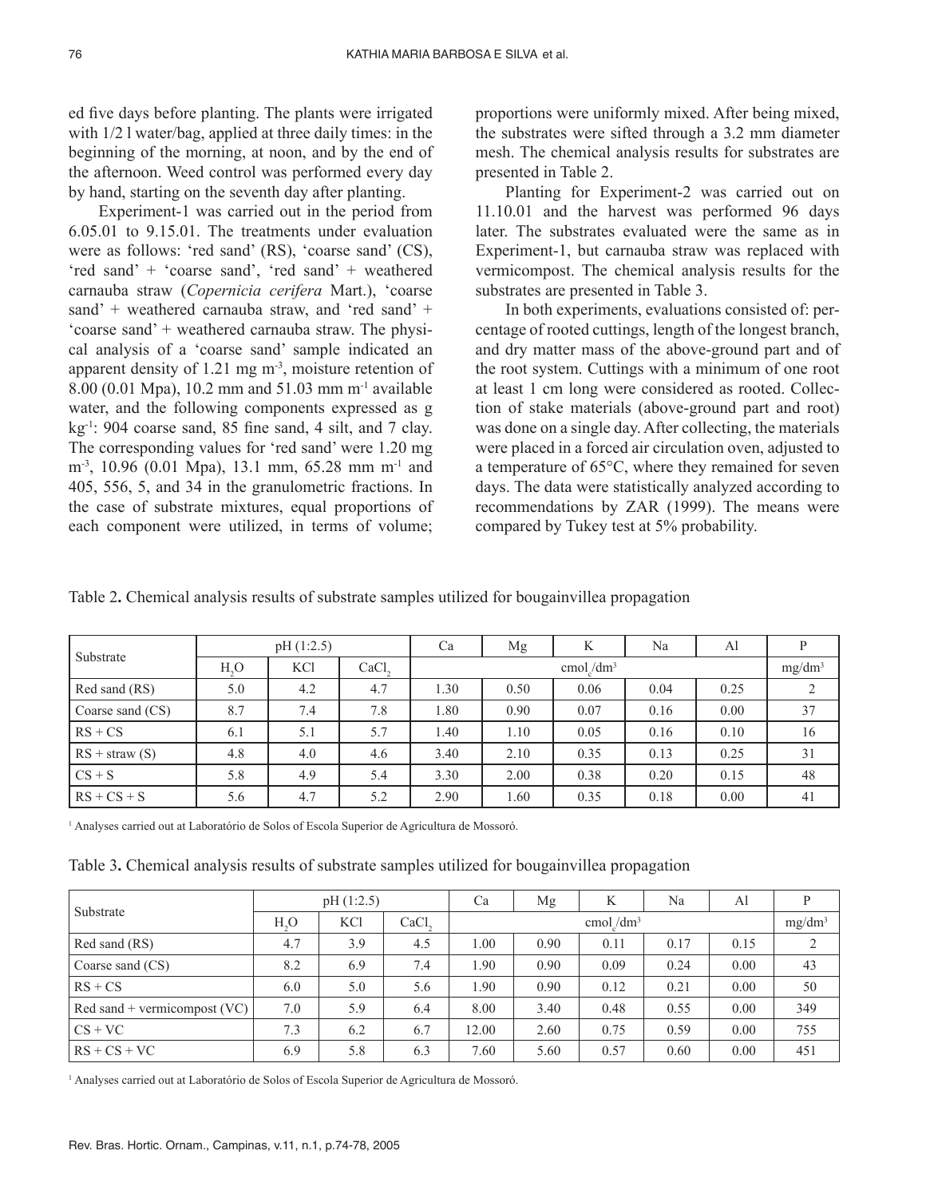ed five days before planting. The plants were irrigated with 1/2 l water/bag, applied at three daily times: in the beginning of the morning, at noon, and by the end of the afternoon. Weed control was performed every day by hand, starting on the seventh day after planting.

Experiment-1 was carried out in the period from 6.05.01 to 9.15.01. The treatments under evaluation were as follows: 'red sand' (RS), 'coarse sand' (CS), 'red sand' + 'coarse sand', 'red sand' + weathered carnauba straw (*Copernicia cerifera* Mart.), 'coarse sand' + weathered carnauba straw, and 'red sand' + 'coarse sand' + weathered carnauba straw. The physical analysis of a 'coarse sand' sample indicated an apparent density of 1.21 mg $m^{-3}$, moisture retention of 8.00 (0.01 Mpa), 10.2 mm and 51.03 mm $m^{-1}$ available water, and the following components expressed as g $kg^{-1}$: 904 coarse sand, 85 fine sand, 4 silt, and 7 clay. The corresponding values for 'red sand' were 1.20 mg $m^{-3}$, 10.96 (0.01 Mpa), 13.1 mm, 65.28 mm $m^{-1}$ and 405, 556, 5, and 34 in the granulometric fractions. In the case of substrate mixtures, equal proportions of each component were utilized, in terms of volume; proportions were uniformly mixed. After being mixed, the substrates were sifted through a 3.2 mm diameter mesh. The chemical analysis results for substrates are presented in Table 2.

Planting for Experiment-2 was carried out on 11.10.01 and the harvest was performed 96 days later. The substrates evaluated were the same as in Experiment-1, but carnauba straw was replaced with vermicompost. The chemical analysis results for the substrates are presented in Table 3.

In both experiments, evaluations consisted of: percentage of rooted cuttings, length of the longest branch, and dry matter mass of the above-ground part and of the root system. Cuttings with a minimum of one root at least 1 cm long were considered as rooted. Collection of stake materials (above-ground part and root) was done on a single day. After collecting, the materials were placed in a forced air circulation oven, adjusted to a temperature of 65°C, where they remained for seven days. The data were statistically analyzed according to recommendations by ZAR (1999). The means were compared by Tukey test at 5% probability.

Table 2**.** Chemical analysis results of substrate samples utilized for bougainvillea propagation

| Substrate | pH (1:2.5) | | | Ca | Mg | K | Na | Al | P |
|---|---|---|---|---|---|---|---|---|---|
| | $H_2O$ | KCl | $CaCl_2$ | $cmol_c/dm^3$ | | | | | $mg/dm^3$ |
| Red sand (RS) | 5.0 | 4.2 | 4.7 | 1.30 | 0.50 | 0.06 | 0.04 | 0.25 | 2 |
| Coarse sand (CS) | 8.7 | 7.4 | 7.8 | 1.80 | 0.90 | 0.07 | 0.16 | 0.00 | 37 |
| RS + CS | 6.1 | 5.1 | 5.7 | 1.40 | 1.10 | 0.05 | 0.16 | 0.10 | 16 |
| RS + straw (S) | 4.8 | 4.0 | 4.6 | 3.40 | 2.10 | 0.35 | 0.13 | 0.25 | 31 |
| CS + S | 5.8 | 4.9 | 5.4 | 3.30 | 2.00 | 0.38 | 0.20 | 0.15 | 48 |
| RS + CS + S | 5.6 | 4.7 | 5.2 | 2.90 | 1.60 | 0.35 | 0.18 | 0.00 | 41 |

[1] Analyses carried out at Laboratório de Solos of Escola Superior de Agricultura de Mossoró.

Table 3**.** Chemical analysis results of substrate samples utilized for bougainvillea propagation

| Substrate | pH (1:2.5) | | | Ca | Mg | K | Na | Al | P |
|---|---|---|---|---|---|---|---|---|---|
| | $H_2O$ | KCl | $CaCl_2$ | $cmol_c/dm^3$ | | | | | $mg/dm^3$ |
| Red sand (RS) | 4.7 | 3.9 | 4.5 | 1.00 | 0.90 | 0.11 | 0.17 | 0.15 | 2 |
| Coarse sand (CS) | 8.2 | 6.9 | 7.4 | 1.90 | 0.90 | 0.09 | 0.24 | 0.00 | 43 |
| RS + CS | 6.0 | 5.0 | 5.6 | 1.90 | 0.90 | 0.12 | 0.21 | 0.00 | 50 |
| Red sand + vermicompost (VC) | 7.0 | 5.9 | 6.4 | 8.00 | 3.40 | 0.48 | 0.55 | 0.00 | 349 |
| CS + VC | 7.3 | 6.2 | 6.7 | 12.00 | 2.60 | 0.75 | 0.59 | 0.00 | 755 |
| RS + CS + VC | 6.9 | 5.8 | 6.3 | 7.60 | 5.60 | 0.57 | 0.60 | 0.00 | 451 |

[1] Analyses carried out at Laboratório de Solos of Escola Superior de Agricultura de Mossoró.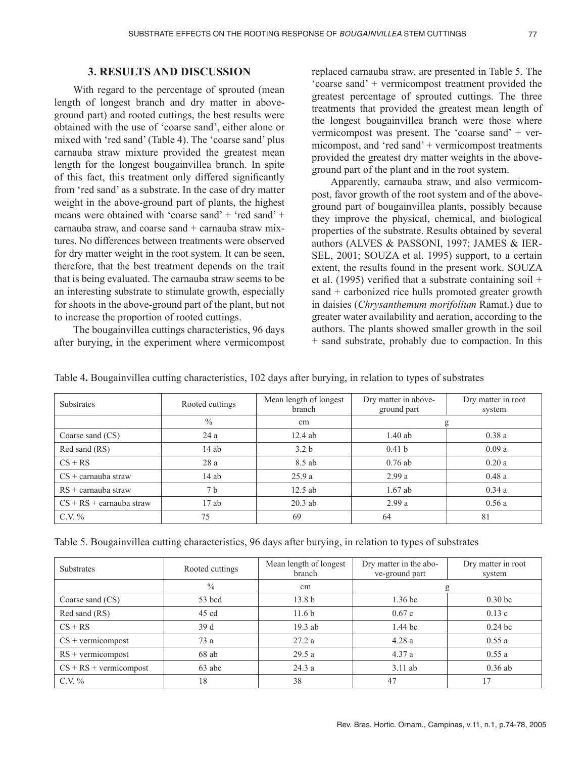## 3. RESULTS AND DISCUSSION

With regard to the percentage of sprouted (mean length of longest branch and dry matter in above-ground part) and rooted cuttings, the best results were obtained with the use of 'coarse sand', either alone or mixed with 'red sand' (Table 4). The 'coarse sand' plus carnauba straw mixture provided the greatest mean length for the longest bougainvillea branch. In spite of this fact, this treatment only differed significantly from 'red sand' as a substrate. In the case of dry matter weight in the above-ground part of plants, the highest means were obtained with 'coarse sand' + 'red sand' + carnauba straw, and coarse sand + carnauba straw mixtures. No differences between treatments were observed for dry matter weight in the root system. It can be seen, therefore, that the best treatment depends on the trait that is being evaluated. The carnauba straw seems to be an interesting substrate to stimulate growth, especially for shoots in the above-ground part of the plant, but not to increase the proportion of rooted cuttings.

The bougainvillea cuttings characteristics, 96 days after burying, in the experiment where vermicompost replaced carnauba straw, are presented in Table 5. The 'coarse sand' + vermicompost treatment provided the greatest percentage of sprouted cuttings. The three treatments that provided the greatest mean length of the longest bougainvillea branch were those where vermicompost was present. The 'coarse sand' + vermicompost, and 'red sand' + vermicompost treatments provided the greatest dry matter weights in the above-ground part of the plant and in the root system.

Apparently, carnauba straw, and also vermicompost, favor growth of the root system and of the above-ground part of bougainvillea plants, possibly because they improve the physical, chemical, and biological properties of the substrate. Results obtained by several authors (ALVES & PASSONI, 1997; JAMES & IERSEL, 2001; SOUZA et al. 1995) support, to a certain extent, the results found in the present work. SOUZA et al. (1995) verified that a substrate containing soil + sand + carbonized rice hulls promoted greater growth in daisies (*Chrysanthemum morifolium* Ramat.) due to greater water availability and aeration, according to the authors. The plants showed smaller growth in the soil + sand substrate, probably due to compaction. In this

Table 4**.** Bougainvillea cutting characteristics, 102 days after burying, in relation to types of substrates

| Substrates | Rooted cuttings | Mean length of longest branch | Dry matter in above-ground part | Dry matter in root system |
|---|---|---|---|---|
| | % | cm | g | |
| Coarse sand (CS) | 24 a | 12.4 ab | 1.40 ab | 0.38 a |
| Red sand (RS) | 14 ab | 3.2 b | 0.41 b | 0.09 a |
| CS + RS | 28 a | 8.5 ab | 0.76 ab | 0.20 a |
| CS + carnauba straw | 14 ab | 25.9 a | 2.99 a | 0.48 a |
| RS + carnauba straw | 7 b | 12.5 ab | 1.67 ab | 0.34 a |
| CS + RS + carnauba straw | 17 ab | 20.3 ab | 2.99 a | 0.56 a |
| C.V. % | 75 | 69 | 64 | 81 |

Table 5. Bougainvillea cutting characteristics, 96 days after burying, in relation to types of substrates

| Substrates | Rooted cuttings | Mean length of longest branch | Dry matter in the above-ground part | Dry matter in root system |
|---|---|---|---|---|
| | % | cm | g | |
| Coarse sand (CS) | 53 bcd | 13.8 b | 1.36 bc | 0.30 bc |
| Red sand (RS) | 45 cd | 11.6 b | 0.67 c | 0.13 c |
| CS + RS | 39 d | 19.3 ab | 1.44 bc | 0.24 bc |
| CS + vermicompost | 73 a | 27.2 a | 4.28 a | 0.55 a |
| RS + vermicompost | 68 ab | 29.5 a | 4.37 a | 0.55 a |
| CS + RS + vermicompost | 63 abc | 24.3 a | 3.11 ab | 0.36 ab |
| C.V. % | 18 | 38 | 47 | 17 |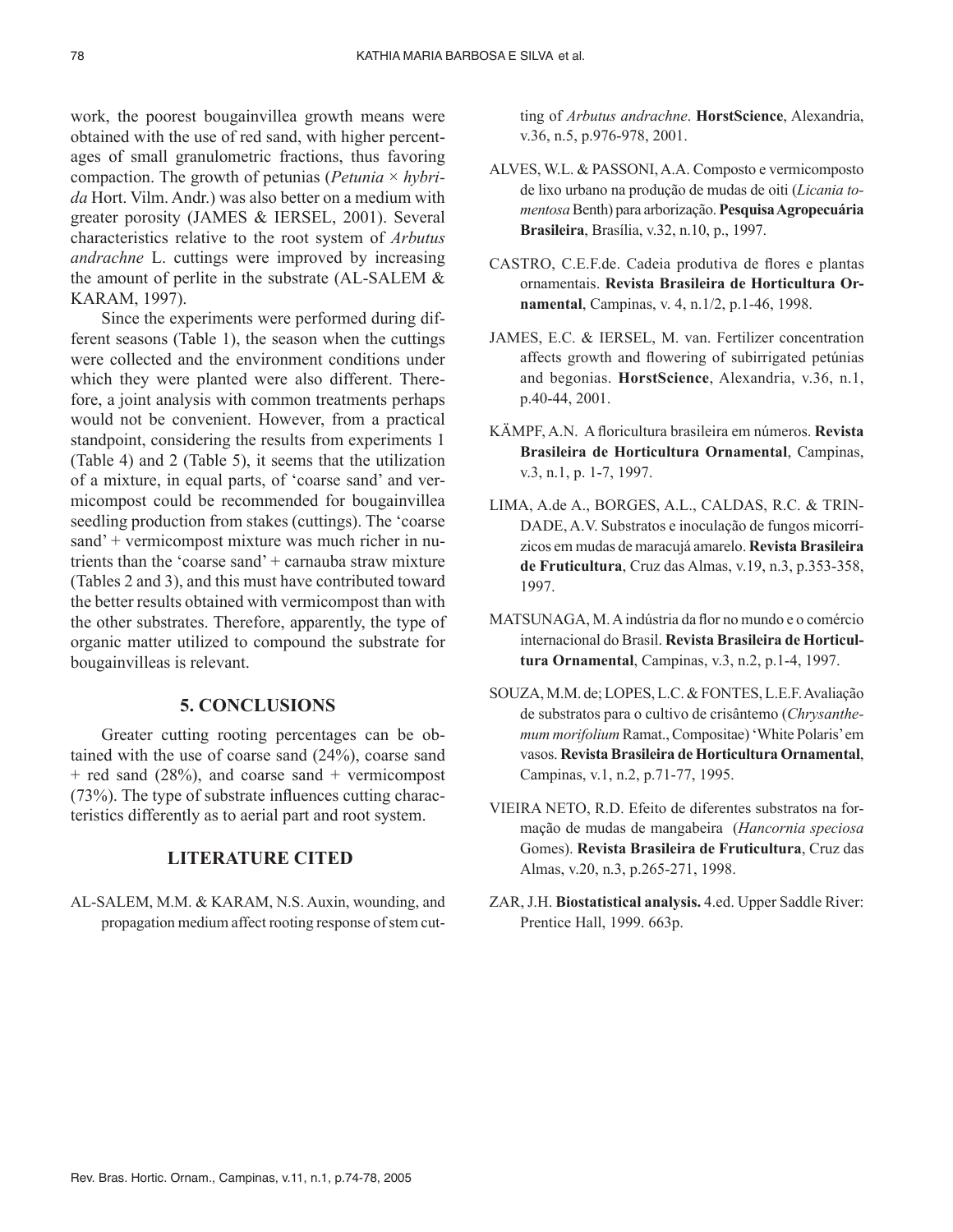work, the poorest bougainvillea growth means were obtained with the use of red sand, with higher percentages of small granulometric fractions, thus favoring compaction. The growth of petunias (*Petunia × hybrida* Hort. Vilm. Andr.) was also better on a medium with greater porosity (JAMES & IERSEL, 2001). Several characteristics relative to the root system of *Arbutus andrachne* L. cuttings were improved by increasing the amount of perlite in the substrate (AL-SALEM & KARAM, 1997).

Since the experiments were performed during different seasons (Table 1), the season when the cuttings were collected and the environment conditions under which they were planted were also different. Therefore, a joint analysis with common treatments perhaps would not be convenient. However, from a practical standpoint, considering the results from experiments 1 (Table 4) and 2 (Table 5), it seems that the utilization of a mixture, in equal parts, of 'coarse sand' and vermicompost could be recommended for bougainvillea seedling production from stakes (cuttings). The 'coarse sand' + vermicompost mixture was much richer in nutrients than the 'coarse sand' + carnauba straw mixture (Tables 2 and 3), and this must have contributed toward the better results obtained with vermicompost than with the other substrates. Therefore, apparently, the type of organic matter utilized to compound the substrate for bougainvilleas is relevant.

## 5. CONCLUSIONS

Greater cutting rooting percentages can be obtained with the use of coarse sand (24%), coarse sand + red sand (28%), and coarse sand + vermicompost (73%). The type of substrate influences cutting characteristics differently as to aerial part and root system.

## LITERATURE CITED

AL-SALEM, M.M. & KARAM, N.S. Auxin, wounding, and propagation medium affect rooting response of stem cutting of *Arbutus andrachne*. **HorstScience**, Alexandria, v.36, n.5, p.976-978, 2001.

ALVES, W.L. & PASSONI, A.A. Composto e vermicomposto de lixo urbano na produção de mudas de oiti (*Licania tomentosa* Benth) para arborização. **Pesquisa Agropecuária Brasileira**, Brasília, v.32, n.10, p., 1997.

CASTRO, C.E.F.de. Cadeia produtiva de flores e plantas ornamentais. **Revista Brasileira de Horticultura Ornamental**, Campinas, v. 4, n.1/2, p.1-46, 1998.

JAMES, E.C. & IERSEL, M. van. Fertilizer concentration affects growth and flowering of subirrigated petúnias and begonias. **HorstScience**, Alexandria, v.36, n.1, p.40-44, 2001.

KÄMPF, A.N. A floricultura brasileira em números. **Revista Brasileira de Horticultura Ornamental**, Campinas, v.3, n.1, p. 1-7, 1997.

LIMA, A.de A., BORGES, A.L., CALDAS, R.C. & TRINDADE, A.V. Substratos e inoculação de fungos micorrízicos em mudas de maracujá amarelo. **Revista Brasileira de Fruticultura**, Cruz das Almas, v.19, n.3, p.353-358, 1997.

MATSUNAGA, M. A indústria da flor no mundo e o comércio internacional do Brasil. **Revista Brasileira de Horticultura Ornamental**, Campinas, v.3, n.2, p.1-4, 1997.

SOUZA, M.M. de; LOPES, L.C. & FONTES, L.E.F. Avaliação de substratos para o cultivo de crisântemo (*Chrysanthemum morifolium* Ramat., Compositae) 'White Polaris' em vasos. **Revista Brasileira de Horticultura Ornamental**, Campinas, v.1, n.2, p.71-77, 1995.

VIEIRA NETO, R.D. Efeito de diferentes substratos na formação de mudas de mangabeira (*Hancornia speciosa* Gomes). **Revista Brasileira de Fruticultura**, Cruz das Almas, v.20, n.3, p.265-271, 1998.

ZAR, J.H. **Biostatistical analysis.** 4.ed. Upper Saddle River: Prentice Hall, 1999. 663p.